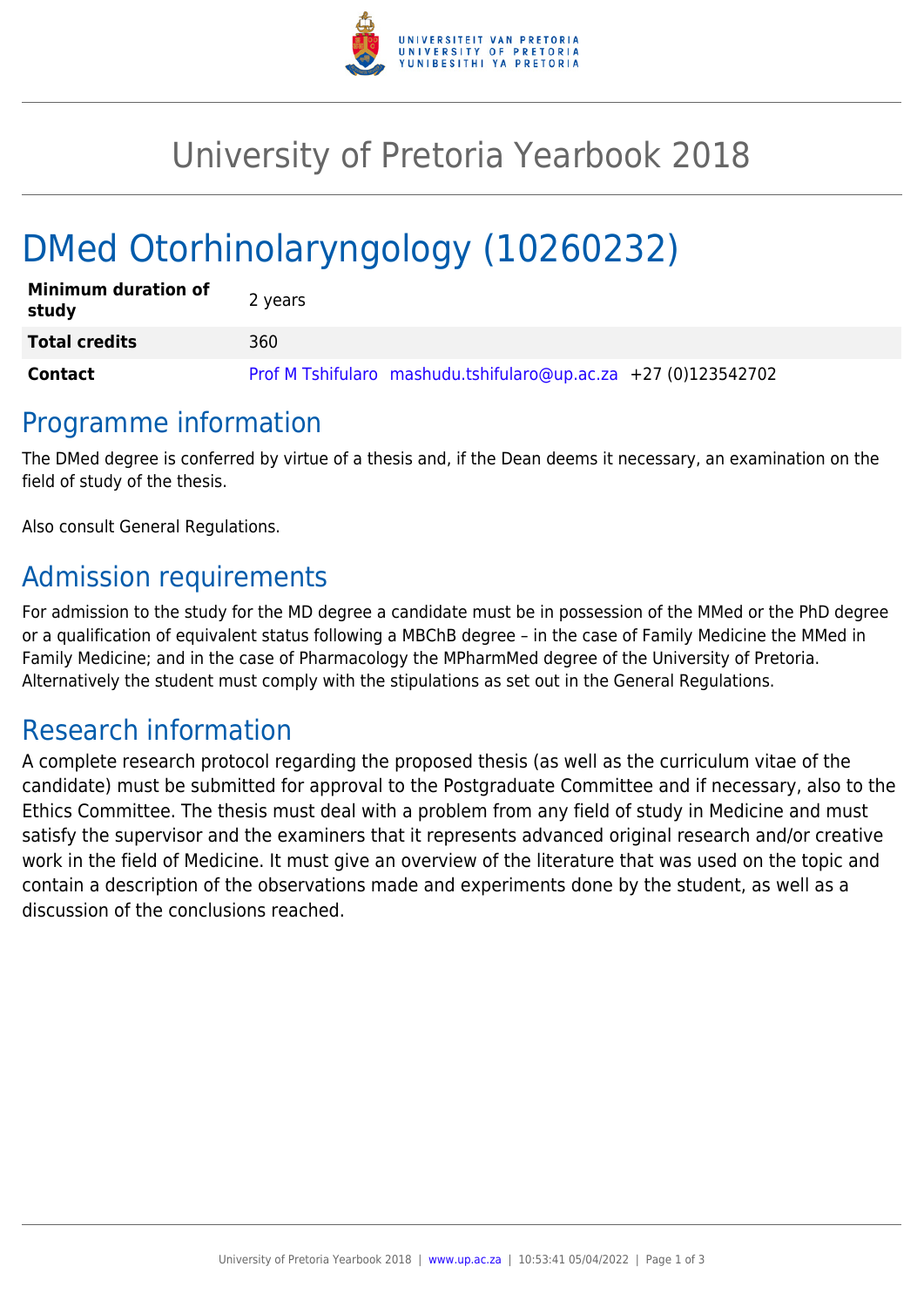# University of Pretoria Yearbook 2018

# DMed Otorhinolaryngology (10260232)

| | |
|---|---|
| **Minimum duration of study** | 2 years |
| **Total credits** | 360 |
| **Contact** | Prof M Tshifularo mashudu.tshifularo@up.ac.za +27 (0)123542702 |

## Programme information

The DMed degree is conferred by virtue of a thesis and, if the Dean deems it necessary, an examination on the field of study of the thesis.

Also consult General Regulations.

## Admission requirements

For admission to the study for the MD degree a candidate must be in possession of the MMed or the PhD degree or a qualification of equivalent status following a MBChB degree – in the case of Family Medicine the MMed in Family Medicine; and in the case of Pharmacology the MPharmMed degree of the University of Pretoria. Alternatively the student must comply with the stipulations as set out in the General Regulations.

## Research information

A complete research protocol regarding the proposed thesis (as well as the curriculum vitae of the candidate) must be submitted for approval to the Postgraduate Committee and if necessary, also to the Ethics Committee. The thesis must deal with a problem from any field of study in Medicine and must satisfy the supervisor and the examiners that it represents advanced original research and/or creative work in the field of Medicine. It must give an overview of the literature that was used on the topic and contain a description of the observations made and experiments done by the student, as well as a discussion of the conclusions reached.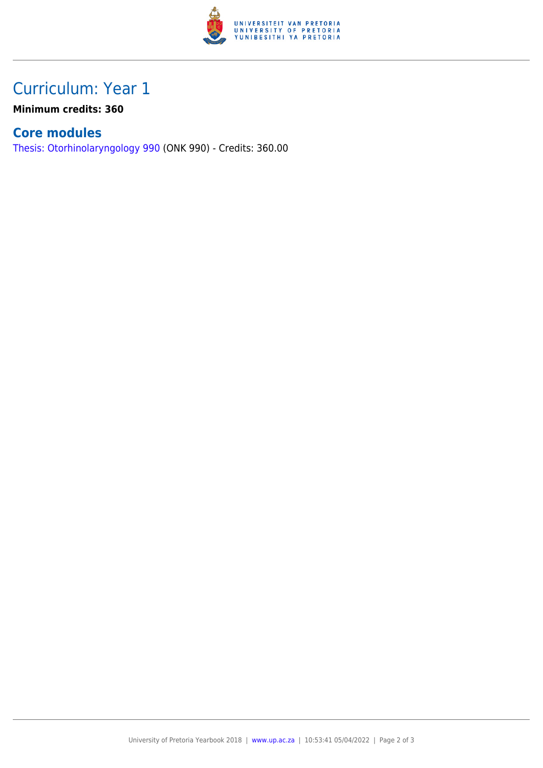# Curriculum: Year 1

**Minimum credits: 360**

## Core modules

Thesis: Otorhinolaryngology 990 (ONK 990) - Credits: 360.00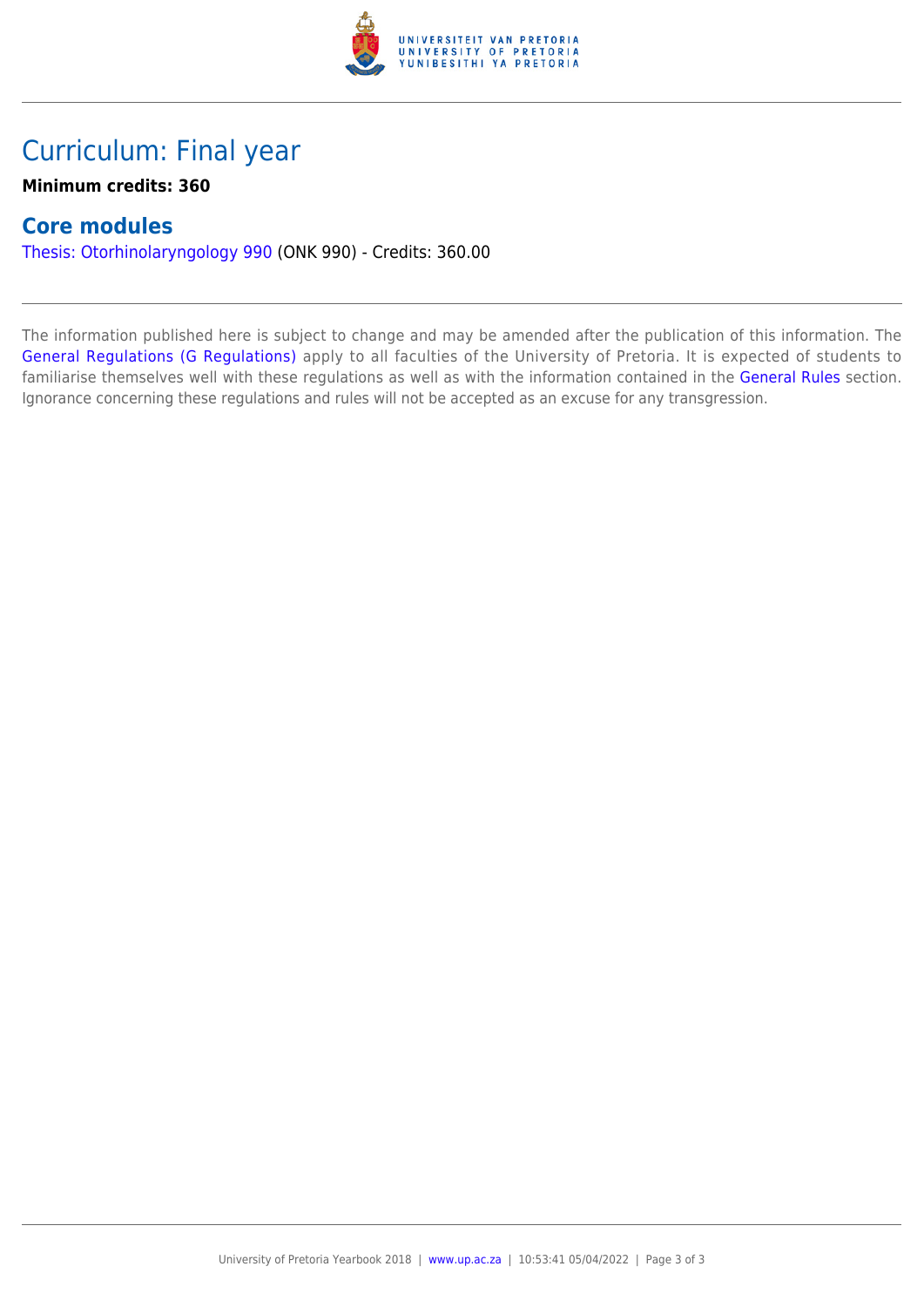# Curriculum: Final year

**Minimum credits: 360**

## Core modules

Thesis: Otorhinolaryngology 990 (ONK 990) - Credits: 360.00

The information published here is subject to change and may be amended after the publication of this information. The General Regulations (G Regulations) apply to all faculties of the University of Pretoria. It is expected of students to familiarise themselves well with these regulations as well as with the information contained in the General Rules section. Ignorance concerning these regulations and rules will not be accepted as an excuse for any transgression.